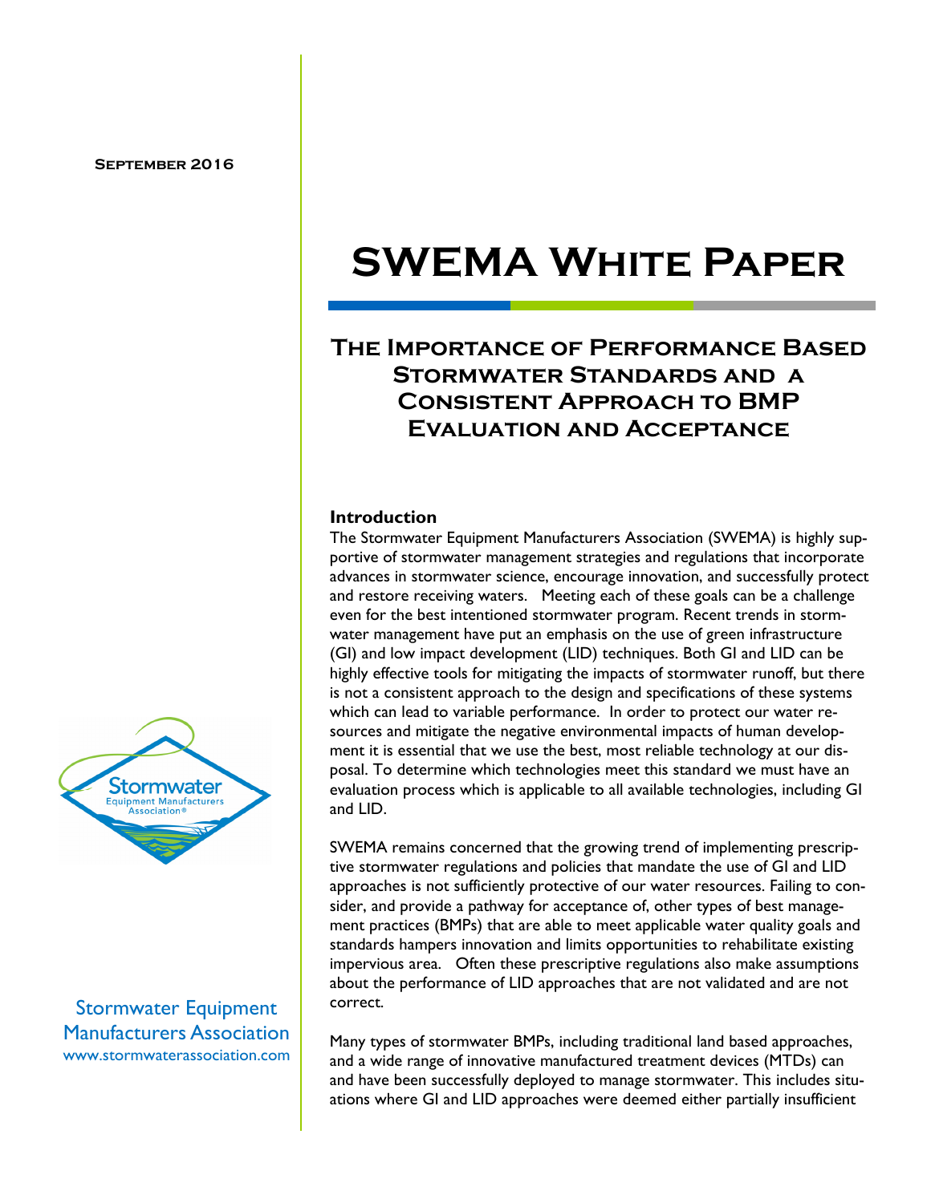September 2016

# SWEMA White Paper

## The Importance of Performance Based Stormwater Standards and a Consistent Approach to BMP Evaluation and Acceptance

Stormwater Equipment Manufacturers Association
www.stormwaterassociation.com

### Introduction

The Stormwater Equipment Manufacturers Association (SWEMA) is highly supportive of stormwater management strategies and regulations that incorporate advances in stormwater science, encourage innovation, and successfully protect and restore receiving waters. Meeting each of these goals can be a challenge even for the best intentioned stormwater program. Recent trends in stormwater management have put an emphasis on the use of green infrastructure (GI) and low impact development (LID) techniques. Both GI and LID can be highly effective tools for mitigating the impacts of stormwater runoff, but there is not a consistent approach to the design and specifications of these systems which can lead to variable performance. In order to protect our water resources and mitigate the negative environmental impacts of human development it is essential that we use the best, most reliable technology at our disposal. To determine which technologies meet this standard we must have an evaluation process which is applicable to all available technologies, including GI and LID.

SWEMA remains concerned that the growing trend of implementing prescriptive stormwater regulations and policies that mandate the use of GI and LID approaches is not sufficiently protective of our water resources. Failing to consider, and provide a pathway for acceptance of, other types of best management practices (BMPs) that are able to meet applicable water quality goals and standards hampers innovation and limits opportunities to rehabilitate existing impervious area. Often these prescriptive regulations also make assumptions about the performance of LID approaches that are not validated and are not correct.

Many types of stormwater BMPs, including traditional land based approaches, and a wide range of innovative manufactured treatment devices (MTDs) can and have been successfully deployed to manage stormwater. This includes situations where GI and LID approaches were deemed either partially insufficient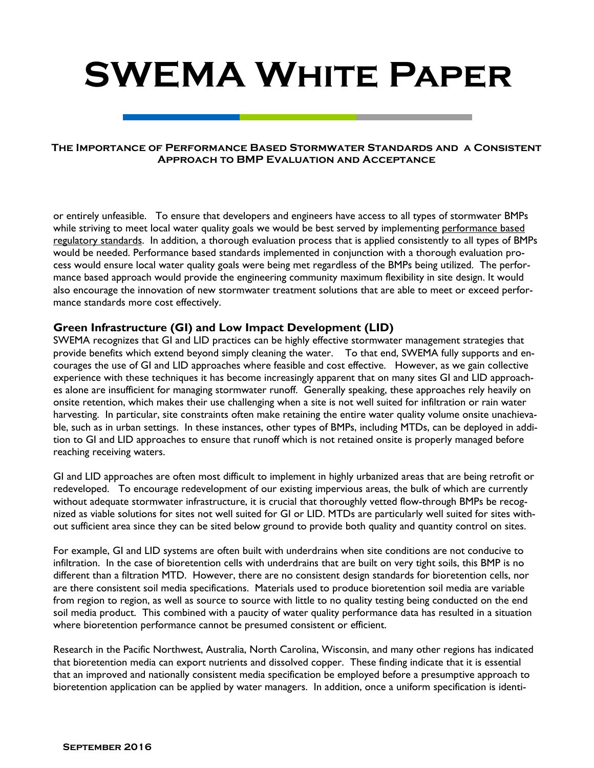or entirely unfeasible. To ensure that developers and engineers have access to all types of stormwater BMPs while striving to meet local water quality goals we would be best served by implementing performance based regulatory standards. In addition, a thorough evaluation process that is applied consistently to all types of BMPs would be needed. Performance based standards implemented in conjunction with a thorough evaluation process would ensure local water quality goals were being met regardless of the BMPs being utilized. The performance based approach would provide the engineering community maximum flexibility in site design. It would also encourage the innovation of new stormwater treatment solutions that are able to meet or exceed performance standards more cost effectively.

## Green Infrastructure (GI) and Low Impact Development (LID)

SWEMA recognizes that GI and LID practices can be highly effective stormwater management strategies that provide benefits which extend beyond simply cleaning the water. To that end, SWEMA fully supports and encourages the use of GI and LID approaches where feasible and cost effective. However, as we gain collective experience with these techniques it has become increasingly apparent that on many sites GI and LID approaches alone are insufficient for managing stormwater runoff. Generally speaking, these approaches rely heavily on onsite retention, which makes their use challenging when a site is not well suited for infiltration or rain water harvesting. In particular, site constraints often make retaining the entire water quality volume onsite unachievable, such as in urban settings. In these instances, other types of BMPs, including MTDs, can be deployed in addition to GI and LID approaches to ensure that runoff which is not retained onsite is properly managed before reaching receiving waters.

GI and LID approaches are often most difficult to implement in highly urbanized areas that are being retrofit or redeveloped. To encourage redevelopment of our existing impervious areas, the bulk of which are currently without adequate stormwater infrastructure, it is crucial that thoroughly vetted flow-through BMPs be recognized as viable solutions for sites not well suited for GI or LID. MTDs are particularly well suited for sites without sufficient area since they can be sited below ground to provide both quality and quantity control on sites.

For example, GI and LID systems are often built with underdrains when site conditions are not conducive to infiltration. In the case of bioretention cells with underdrains that are built on very tight soils, this BMP is no different than a filtration MTD. However, there are no consistent design standards for bioretention cells, nor are there consistent soil media specifications. Materials used to produce bioretention soil media are variable from region to region, as well as source to source with little to no quality testing being conducted on the end soil media product. This combined with a paucity of water quality performance data has resulted in a situation where bioretention performance cannot be presumed consistent or efficient.

Research in the Pacific Northwest, Australia, North Carolina, Wisconsin, and many other regions has indicated that bioretention media can export nutrients and dissolved copper. These finding indicate that it is essential that an improved and nationally consistent media specification be employed before a presumptive approach to bioretention application can be applied by water managers. In addition, once a uniform specification is identi-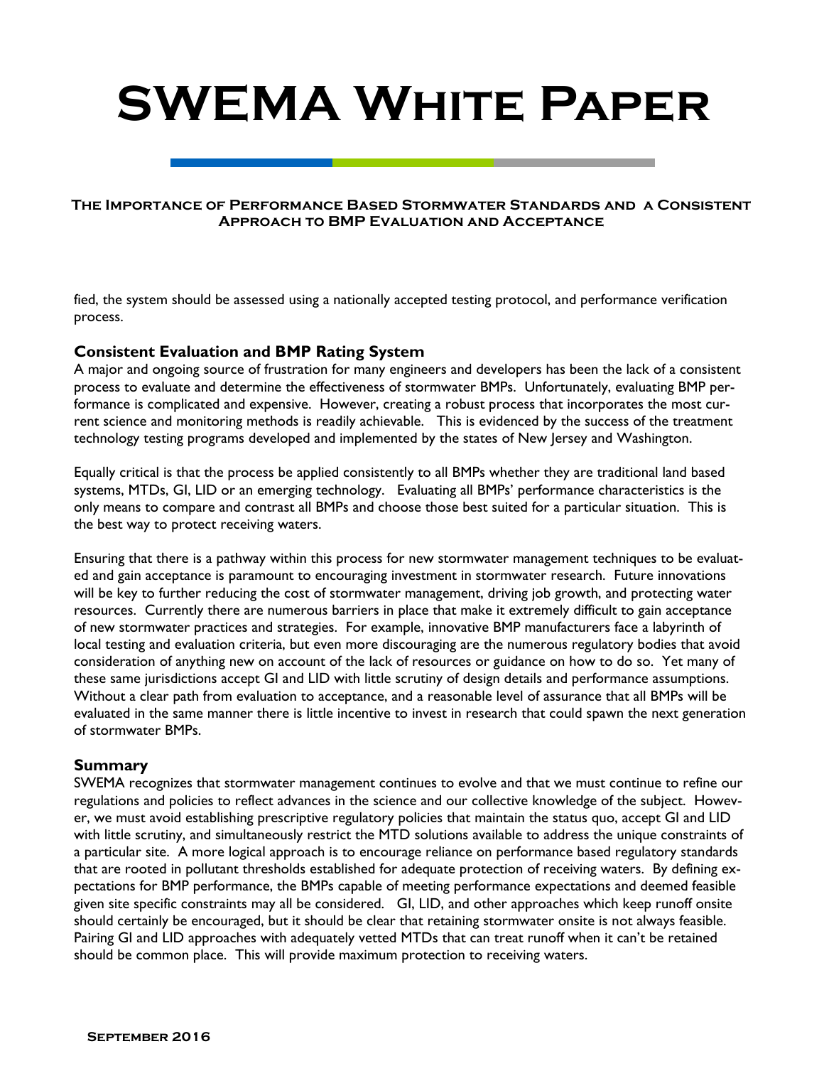fied, the system should be assessed using a nationally accepted testing protocol, and performance verification process.

## Consistent Evaluation and BMP Rating System

A major and ongoing source of frustration for many engineers and developers has been the lack of a consistent process to evaluate and determine the effectiveness of stormwater BMPs. Unfortunately, evaluating BMP performance is complicated and expensive. However, creating a robust process that incorporates the most current science and monitoring methods is readily achievable. This is evidenced by the success of the treatment technology testing programs developed and implemented by the states of New Jersey and Washington.

Equally critical is that the process be applied consistently to all BMPs whether they are traditional land based systems, MTDs, GI, LID or an emerging technology. Evaluating all BMPs' performance characteristics is the only means to compare and contrast all BMPs and choose those best suited for a particular situation. This is the best way to protect receiving waters.

Ensuring that there is a pathway within this process for new stormwater management techniques to be evaluated and gain acceptance is paramount to encouraging investment in stormwater research. Future innovations will be key to further reducing the cost of stormwater management, driving job growth, and protecting water resources. Currently there are numerous barriers in place that make it extremely difficult to gain acceptance of new stormwater practices and strategies. For example, innovative BMP manufacturers face a labyrinth of local testing and evaluation criteria, but even more discouraging are the numerous regulatory bodies that avoid consideration of anything new on account of the lack of resources or guidance on how to do so. Yet many of these same jurisdictions accept GI and LID with little scrutiny of design details and performance assumptions. Without a clear path from evaluation to acceptance, and a reasonable level of assurance that all BMPs will be evaluated in the same manner there is little incentive to invest in research that could spawn the next generation of stormwater BMPs.

## Summary

SWEMA recognizes that stormwater management continues to evolve and that we must continue to refine our regulations and policies to reflect advances in the science and our collective knowledge of the subject. However, we must avoid establishing prescriptive regulatory policies that maintain the status quo, accept GI and LID with little scrutiny, and simultaneously restrict the MTD solutions available to address the unique constraints of a particular site. A more logical approach is to encourage reliance on performance based regulatory standards that are rooted in pollutant thresholds established for adequate protection of receiving waters. By defining expectations for BMP performance, the BMPs capable of meeting performance expectations and deemed feasible given site specific constraints may all be considered. GI, LID, and other approaches which keep runoff onsite should certainly be encouraged, but it should be clear that retaining stormwater onsite is not always feasible. Pairing GI and LID approaches with adequately vetted MTDs that can treat runoff when it can't be retained should be common place. This will provide maximum protection to receiving waters.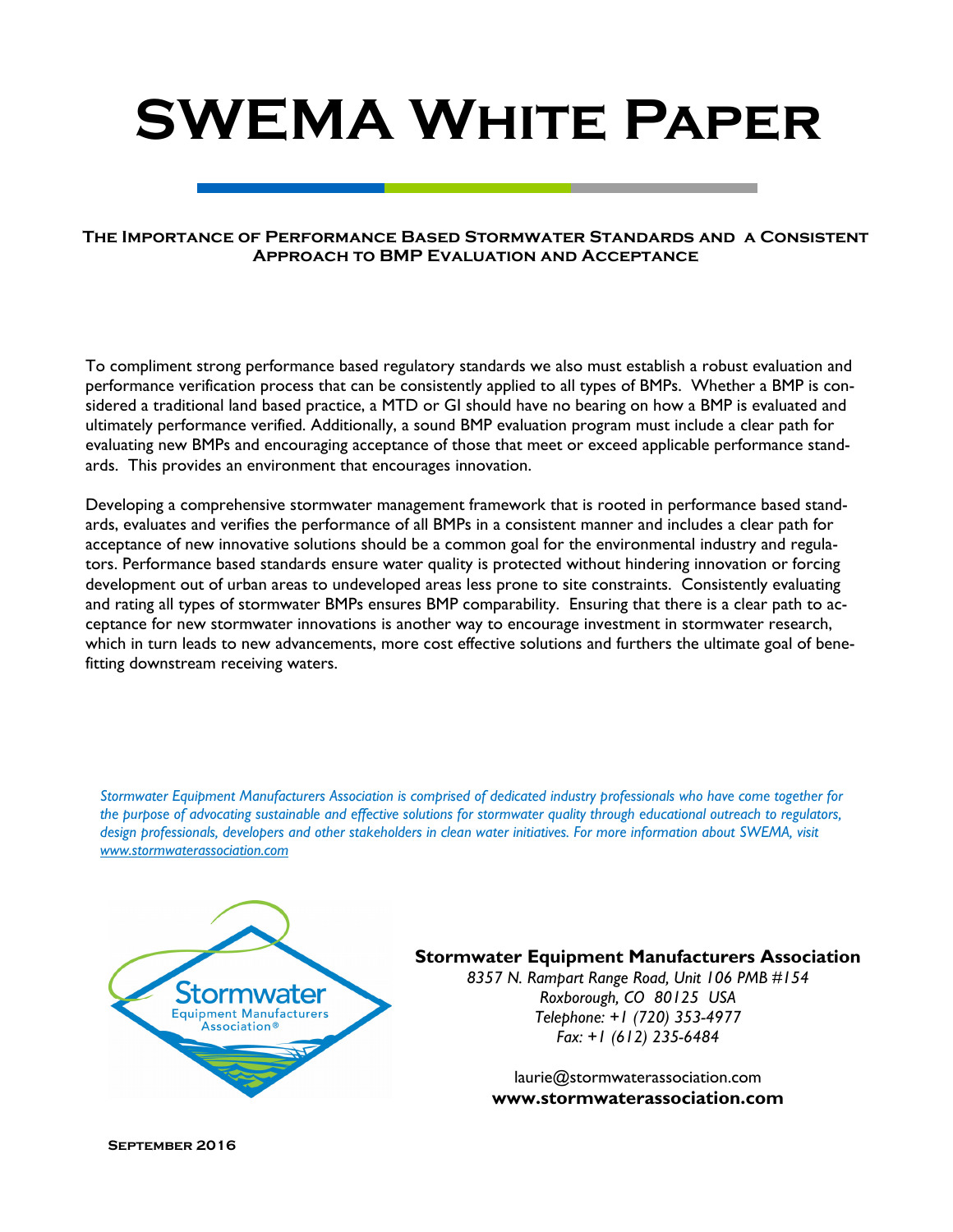# SWEMA White Paper

**The Importance of Performance Based Stormwater Standards and a Consistent Approach to BMP Evaluation and Acceptance**

To compliment strong performance based regulatory standards we also must establish a robust evaluation and performance verification process that can be consistently applied to all types of BMPs. Whether a BMP is considered a traditional land based practice, a MTD or GI should have no bearing on how a BMP is evaluated and ultimately performance verified. Additionally, a sound BMP evaluation program must include a clear path for evaluating new BMPs and encouraging acceptance of those that meet or exceed applicable performance standards. This provides an environment that encourages innovation.

Developing a comprehensive stormwater management framework that is rooted in performance based standards, evaluates and verifies the performance of all BMPs in a consistent manner and includes a clear path for acceptance of new innovative solutions should be a common goal for the environmental industry and regulators. Performance based standards ensure water quality is protected without hindering innovation or forcing development out of urban areas to undeveloped areas less prone to site constraints. Consistently evaluating and rating all types of stormwater BMPs ensures BMP comparability. Ensuring that there is a clear path to acceptance for new stormwater innovations is another way to encourage investment in stormwater research, which in turn leads to new advancements, more cost effective solutions and furthers the ultimate goal of benefitting downstream receiving waters.

*Stormwater Equipment Manufacturers Association is comprised of dedicated industry professionals who have come together for the purpose of advocating sustainable and effective solutions for stormwater quality through educational outreach to regulators, design professionals, developers and other stakeholders in clean water initiatives. For more information about SWEMA, visit www.stormwaterassociation.com*

Stormwater Equipment Manufacturers Association®

**Stormwater Equipment Manufacturers Association**
*8357 N. Rampart Range Road, Unit 106 PMB #154*
*Roxborough, CO 80125 USA*
*Telephone: +1 (720) 353-4977*
*Fax: +1 (612) 235-6484*

laurie@stormwaterassociation.com
**www.stormwaterassociation.com**

**September 2016**